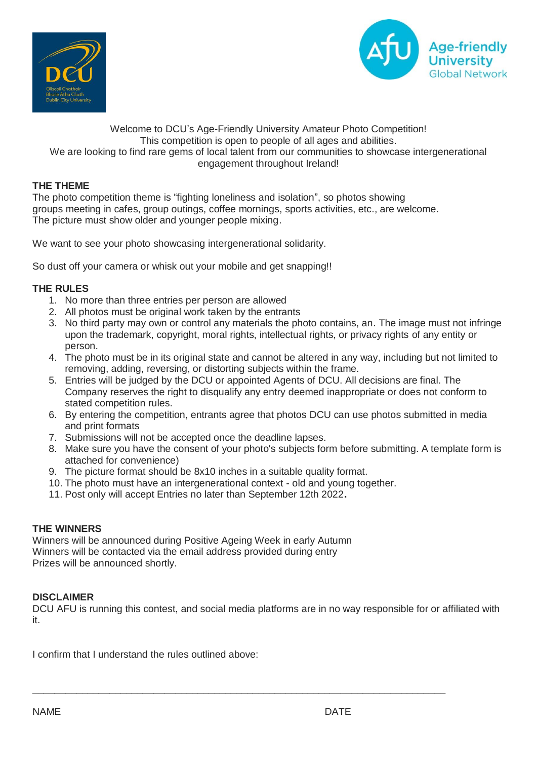Welcome to DCU's Age-Friendly University Amateur Photo Competition!
This competition is open to people of all ages and abilities.
We are looking to find rare gems of local talent from our communities to showcase intergenerational engagement throughout Ireland!

## THE THEME

The photo competition theme is "fighting loneliness and isolation", so photos showing groups meeting in cafes, group outings, coffee mornings, sports activities, etc., are welcome. The picture must show older and younger people mixing.

We want to see your photo showcasing intergenerational solidarity.

So dust off your camera or whisk out your mobile and get snapping!!

## THE RULES

1. No more than three entries per person are allowed
2. All photos must be original work taken by the entrants
3. No third party may own or control any materials the photo contains, an. The image must not infringe upon the trademark, copyright, moral rights, intellectual rights, or privacy rights of any entity or person.
4. The photo must be in its original state and cannot be altered in any way, including but not limited to removing, adding, reversing, or distorting subjects within the frame.
5. Entries will be judged by the DCU or appointed Agents of DCU. All decisions are final. The Company reserves the right to disqualify any entry deemed inappropriate or does not conform to stated competition rules.
6. By entering the competition, entrants agree that photos DCU can use photos submitted in media and print formats
7. Submissions will not be accepted once the deadline lapses.
8. Make sure you have the consent of your photo's subjects form before submitting. A template form is attached for convenience)
9. The picture format should be 8x10 inches in a suitable quality format.
10. The photo must have an intergenerational context - old and young together.
11. Post only will accept Entries no later than September 12th 2022**.**

## THE WINNERS

Winners will be announced during Positive Ageing Week in early Autumn
Winners will be contacted via the email address provided during entry
Prizes will be announced shortly.

## DISCLAIMER

DCU AFU is running this contest, and social media platforms are in no way responsible for or affiliated with it.

I confirm that I understand the rules outlined above:

\_\_\_\_\_\_\_\_\_\_\_\_\_\_\_\_\_\_\_\_\_\_\_\_\_\_\_\_\_\_\_\_\_\_\_\_\_\_\_\_\_\_\_\_\_\_\_\_\_\_\_\_\_\_\_\_\_\_\_\_\_\_\_\_\_\_\_\_\_\_

NAME DATE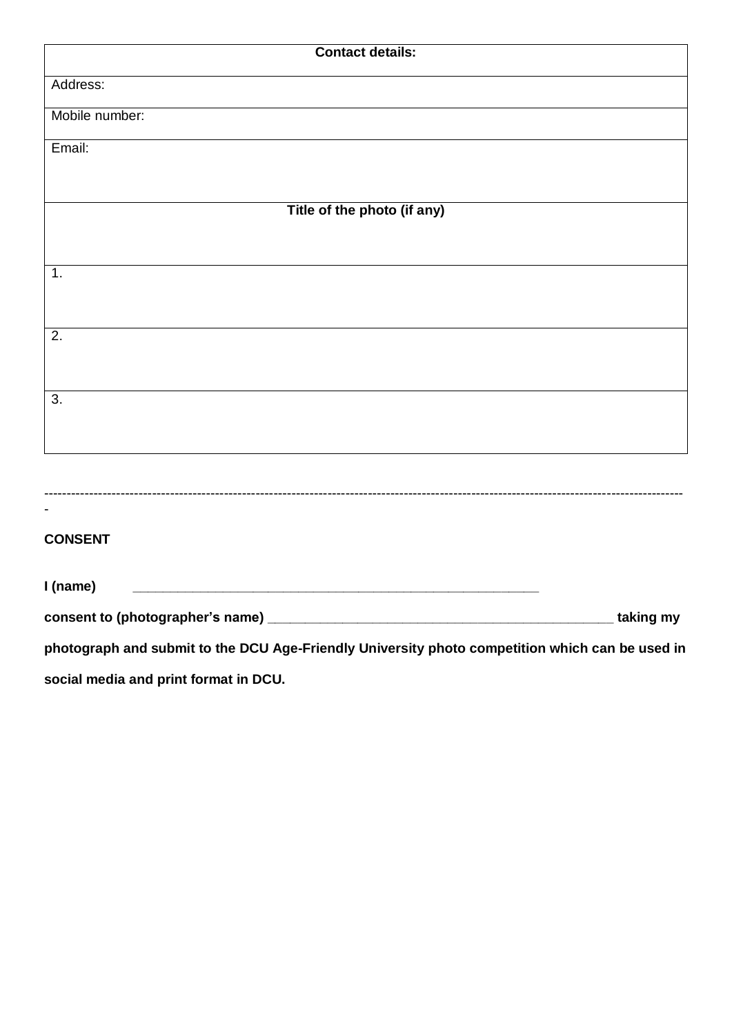| Contact details: |
| --- |
| Address: |
| Mobile number: |
| Email: |
| **Title of the photo (if any)** |
| 1. |
| 2. |
| 3. |

---

**CONSENT**

**I (name)** _______________________________________________________

**consent to (photographer's name) ______________________________________________ taking my photograph and submit to the DCU Age-Friendly University photo competition which can be used in social media and print format in DCU.**